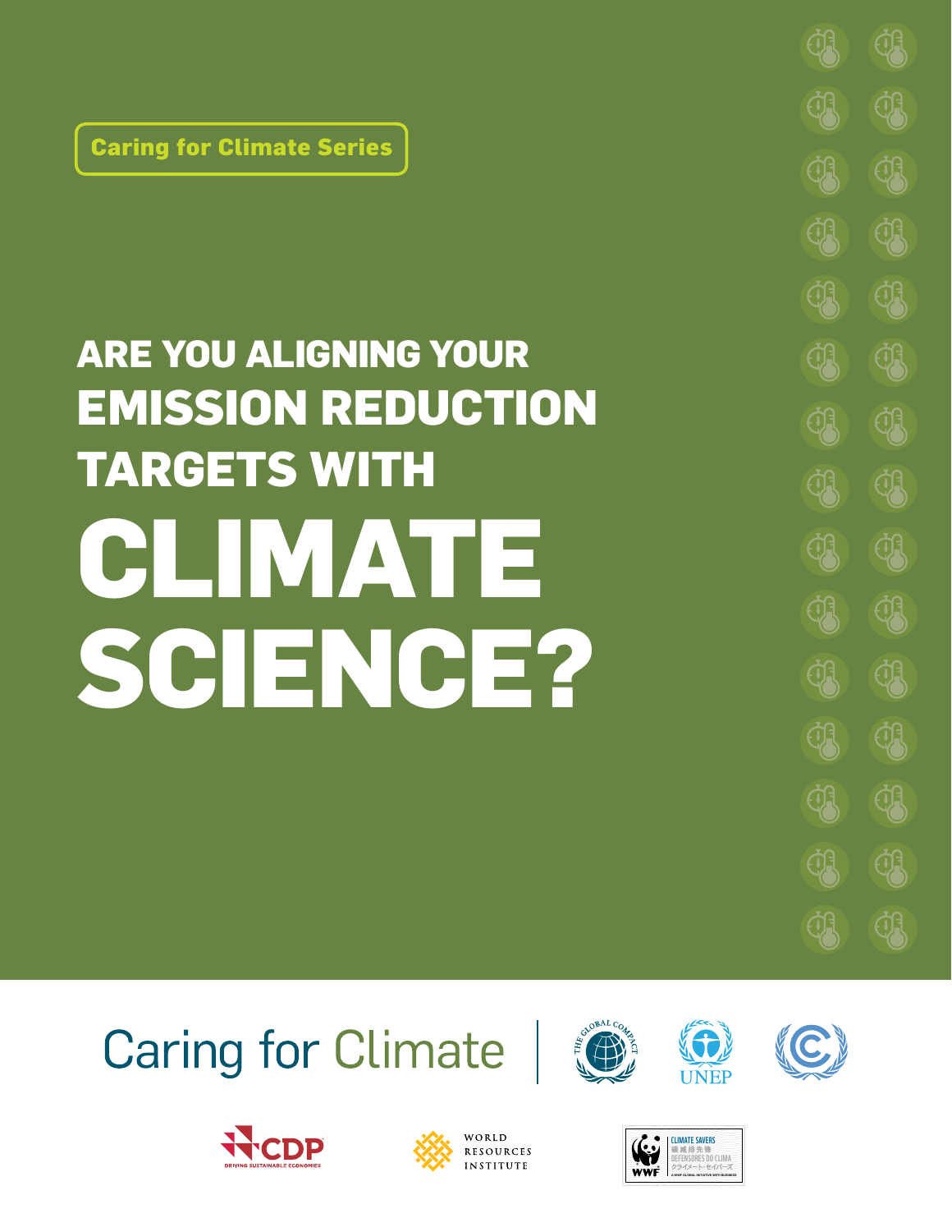Caring for Climate Series

# ARE YOU ALIGNING YOUR EMISSION REDUCTION TARGETS WITH CLIMATE SCIENCE?

Caring for Climate

THE GLOBAL COMPACT

UNEP

CDP DRIVING SUSTAINABLE ECONOMIES

WORLD RESOURCES INSTITUTE

WWF CLIMATE SAVERS 碳减排先锋 DEFENSORES DO CLIMA クライメート・セイバーズ A WWF GLOBAL INITIATIVE WITH BUSINESS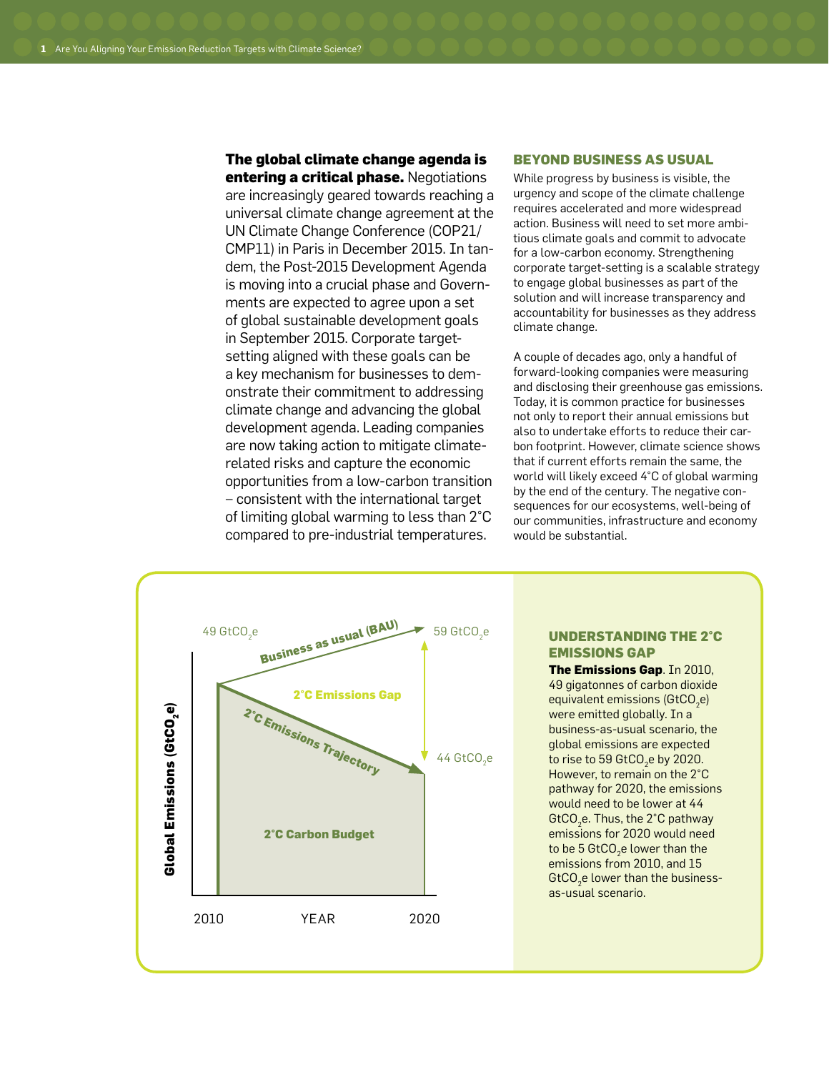**The global climate change agenda is entering a critical phase.** Negotiations are increasingly geared towards reaching a universal climate change agreement at the UN Climate Change Conference (COP21/CMP11) in Paris in December 2015. In tandem, the Post-2015 Development Agenda is moving into a crucial phase and Governments are expected to agree upon a set of global sustainable development goals in September 2015. Corporate target-setting aligned with these goals can be a key mechanism for businesses to demonstrate their commitment to addressing climate change and advancing the global development agenda. Leading companies are now taking action to mitigate climate-related risks and capture the economic opportunities from a low-carbon transition – consistent with the international target of limiting global warming to less than 2°C compared to pre-industrial temperatures.

## BEYOND BUSINESS AS USUAL

While progress by business is visible, the urgency and scope of the climate challenge requires accelerated and more widespread action. Business will need to set more ambitious climate goals and commit to advocate for a low-carbon economy. Strengthening corporate target-setting is a scalable strategy to engage global businesses as part of the solution and will increase transparency and accountability for businesses as they address climate change.

A couple of decades ago, only a handful of forward-looking companies were measuring and disclosing their greenhouse gas emissions. Today, it is common practice for businesses not only to report their annual emissions but also to undertake efforts to reduce their carbon footprint. However, climate science shows that if current efforts remain the same, the world will likely exceed 4°C of global warming by the end of the century. The negative consequences for our ecosystems, well-being of our communities, infrastructure and economy would be substantial.

Global Emissions ($GtCO_2e$)

49 $GtCO_2e$ — Business as usual (BAU) — 59 $GtCO_2e$

2°C Emissions Gap

2°C Emissions Trajectory — 44 $GtCO_2e$

2°C Carbon Budget

2010 — YEAR — 2020

## UNDERSTANDING THE 2°C EMISSIONS GAP

**The Emissions Gap**. In 2010, 49 gigatonnes of carbon dioxide equivalent emissions ($GtCO_2e$) were emitted globally. In a business-as-usual scenario, the global emissions are expected to rise to 59 $GtCO_2e$ by 2020. However, to remain on the 2°C pathway for 2020, the emissions would need to be lower at 44 $GtCO_2e$. Thus, the 2°C pathway emissions for 2020 would need to be 5 $GtCO_2e$ lower than the emissions from 2010, and 15 $GtCO_2e$ lower than the business-as-usual scenario.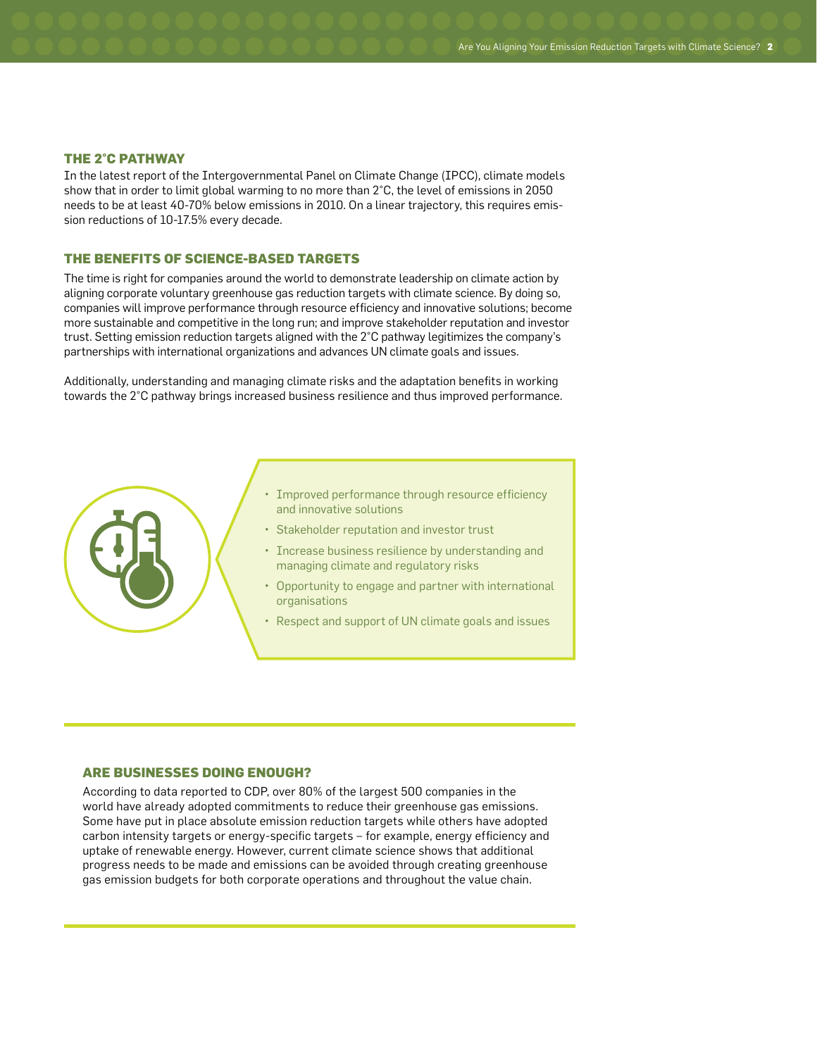## THE 2°C PATHWAY

In the latest report of the Intergovernmental Panel on Climate Change (IPCC), climate models show that in order to limit global warming to no more than 2°C, the level of emissions in 2050 needs to be at least 40-70% below emissions in 2010. On a linear trajectory, this requires emission reductions of 10-17.5% every decade.

## THE BENEFITS OF SCIENCE-BASED TARGETS

The time is right for companies around the world to demonstrate leadership on climate action by aligning corporate voluntary greenhouse gas reduction targets with climate science. By doing so, companies will improve performance through resource efficiency and innovative solutions; become more sustainable and competitive in the long run; and improve stakeholder reputation and investor trust. Setting emission reduction targets aligned with the 2°C pathway legitimizes the company's partnerships with international organizations and advances UN climate goals and issues.

Additionally, understanding and managing climate risks and the adaptation benefits in working towards the 2°C pathway brings increased business resilience and thus improved performance.

- Improved performance through resource efficiency and innovative solutions
- Stakeholder reputation and investor trust
- Increase business resilience by understanding and managing climate and regulatory risks
- Opportunity to engage and partner with international organisations
- Respect and support of UN climate goals and issues

## ARE BUSINESSES DOING ENOUGH?

According to data reported to CDP, over 80% of the largest 500 companies in the world have already adopted commitments to reduce their greenhouse gas emissions. Some have put in place absolute emission reduction targets while others have adopted carbon intensity targets or energy-specific targets – for example, energy efficiency and uptake of renewable energy. However, current climate science shows that additional progress needs to be made and emissions can be avoided through creating greenhouse gas emission budgets for both corporate operations and throughout the value chain.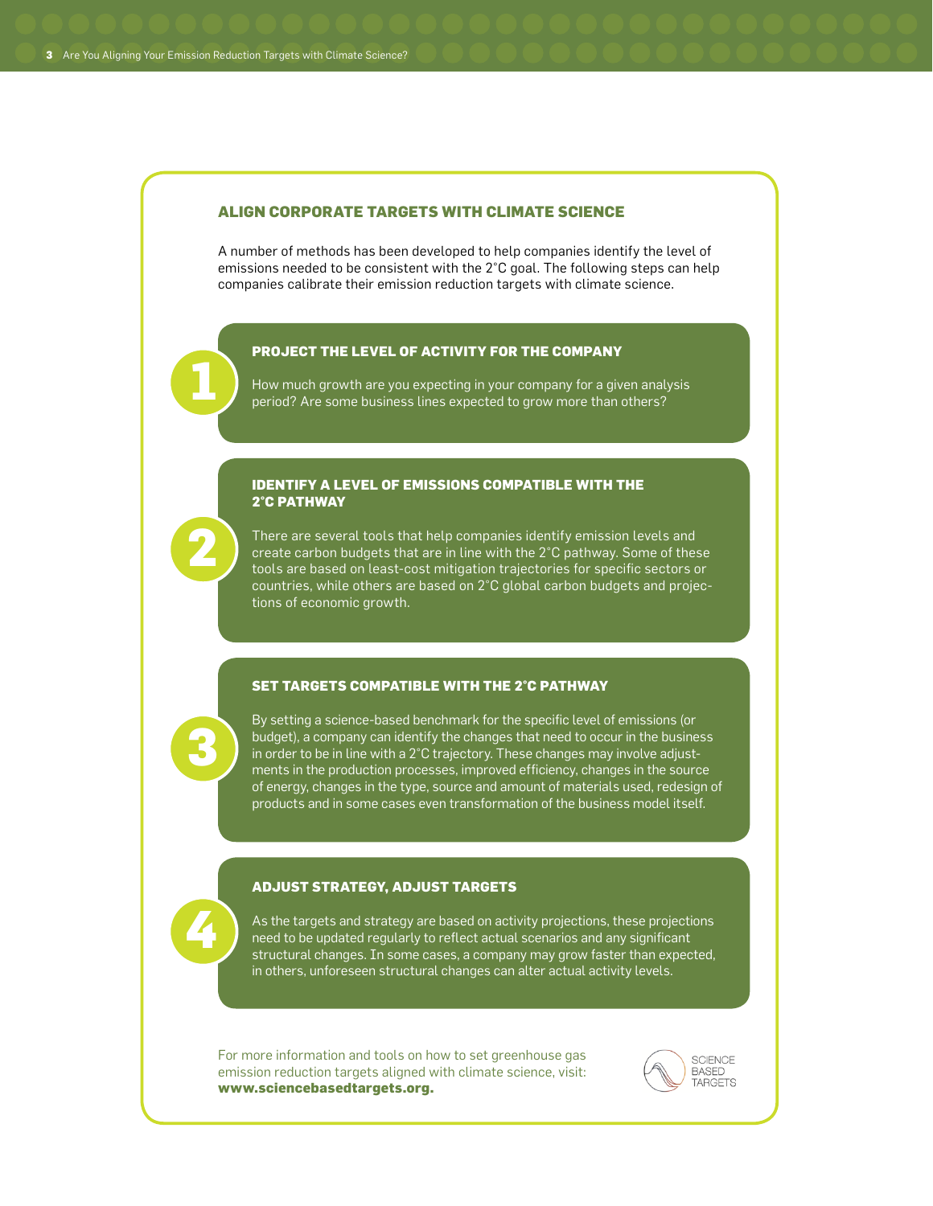## ALIGN CORPORATE TARGETS WITH CLIMATE SCIENCE

A number of methods has been developed to help companies identify the level of emissions needed to be consistent with the 2°C goal. The following steps can help companies calibrate their emission reduction targets with climate science.

### 1 PROJECT THE LEVEL OF ACTIVITY FOR THE COMPANY

How much growth are you expecting in your company for a given analysis period? Are some business lines expected to grow more than others?

### 2 IDENTIFY A LEVEL OF EMISSIONS COMPATIBLE WITH THE 2°C PATHWAY

There are several tools that help companies identify emission levels and create carbon budgets that are in line with the 2°C pathway. Some of these tools are based on least-cost mitigation trajectories for specific sectors or countries, while others are based on 2°C global carbon budgets and projections of economic growth.

### 3 SET TARGETS COMPATIBLE WITH THE 2°C PATHWAY

By setting a science-based benchmark for the specific level of emissions (or budget), a company can identify the changes that need to occur in the business in order to be in line with a 2°C trajectory. These changes may involve adjustments in the production processes, improved efficiency, changes in the source of energy, changes in the type, source and amount of materials used, redesign of products and in some cases even transformation of the business model itself.

### 4 ADJUST STRATEGY, ADJUST TARGETS

As the targets and strategy are based on activity projections, these projections need to be updated regularly to reflect actual scenarios and any significant structural changes. In some cases, a company may grow faster than expected, in others, unforeseen structural changes can alter actual activity levels.

For more information and tools on how to set greenhouse gas emission reduction targets aligned with climate science, visit: **www.sciencebasedtargets.org.**

SCIENCE BASED TARGETS